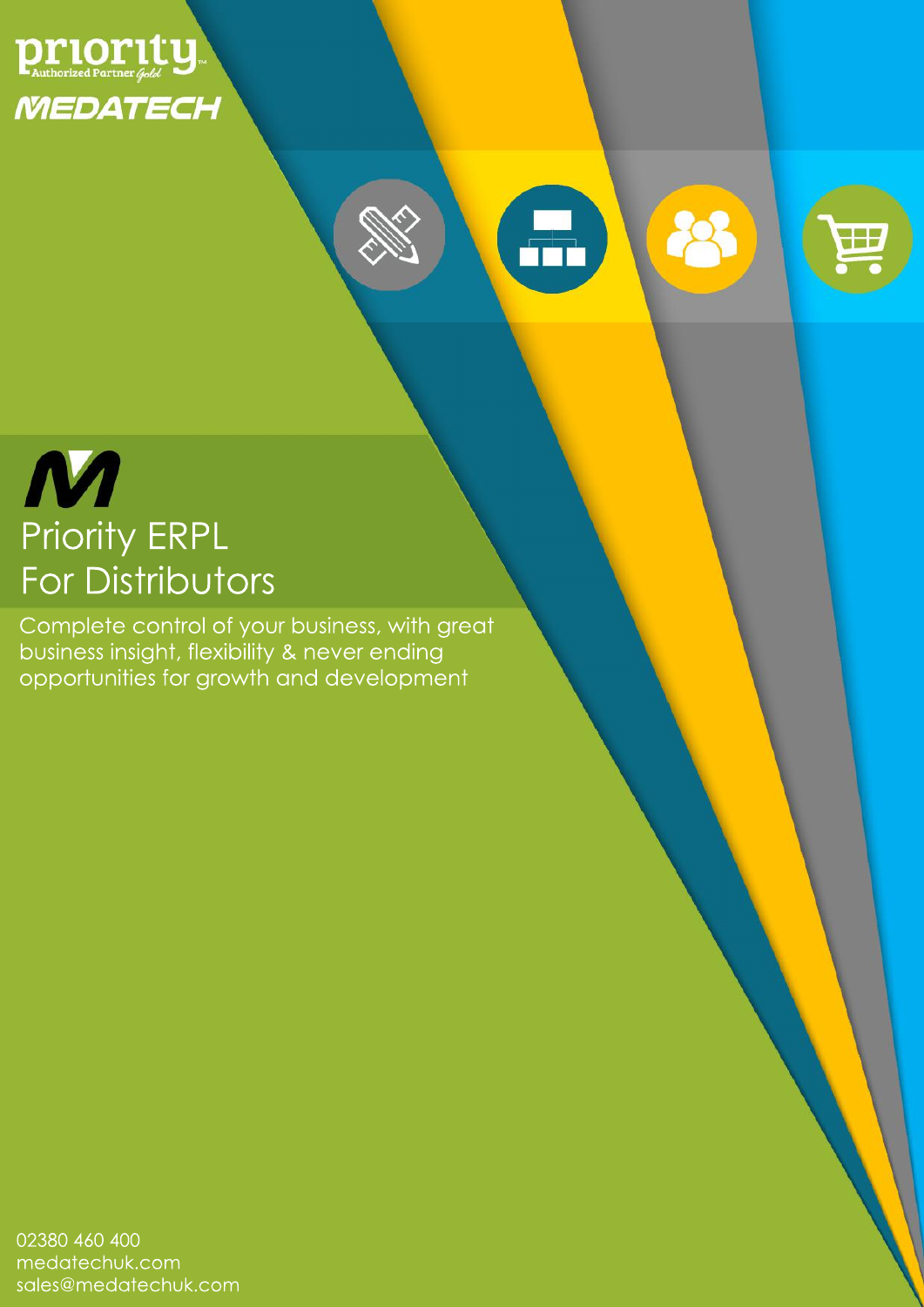priority Authorized Partner Gold

MEDATECH

# Priority ERPL For Distributors

Complete control of your business, with great business insight, flexibility & never ending opportunities for growth and development

02380 460 400
medatechuk.com
sales@medatechuk.com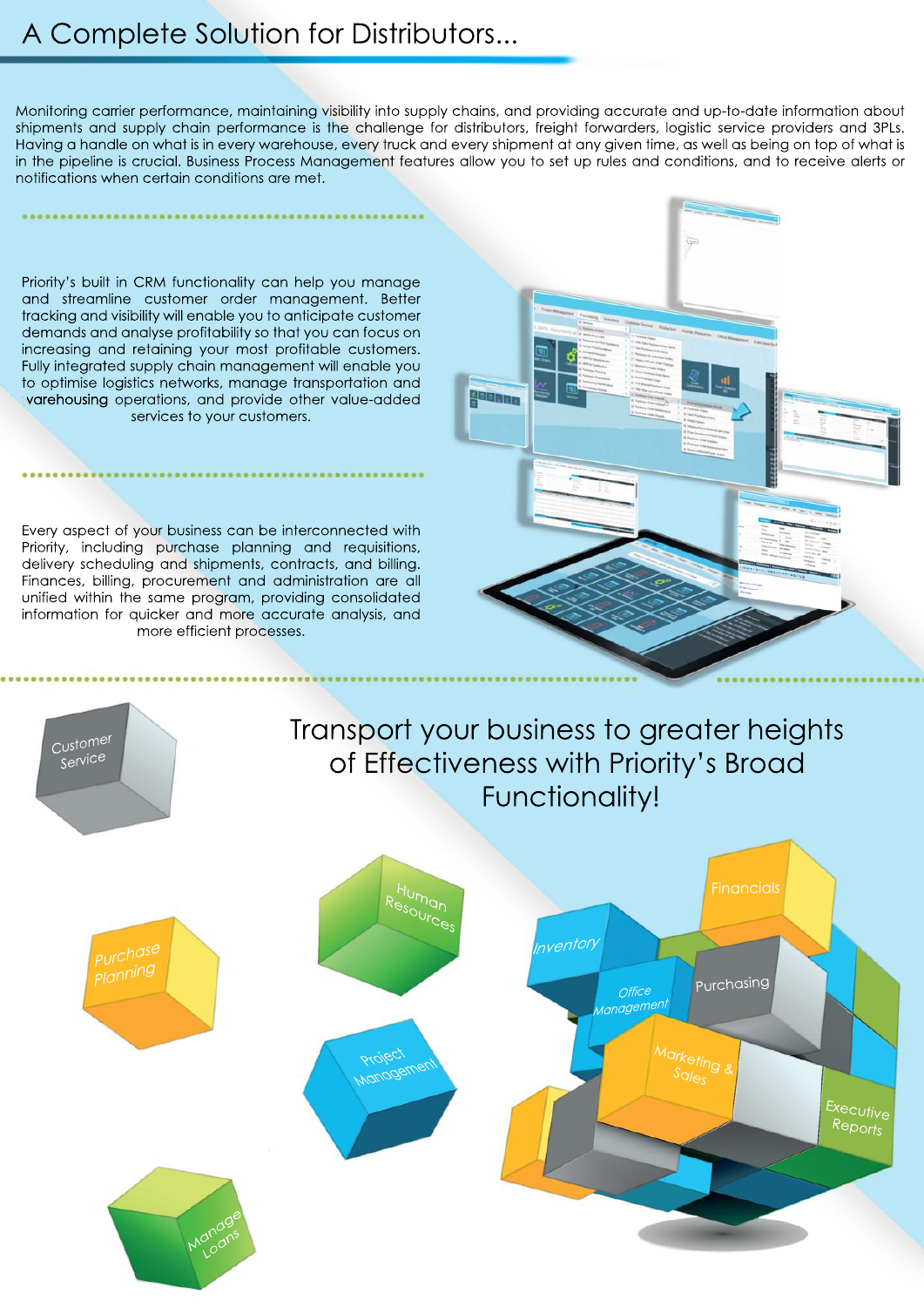# A Complete Solution for Distributors...

Monitoring carrier performance, maintaining visibility into supply chains, and providing accurate and up-to-date information about shipments and supply chain performance is the challenge for distributors, freight forwarders, logistic service providers and 3PLs. Having a handle on what is in every warehouse, every truck and every shipment at any given time, as well as being on top of what is in the pipeline is crucial. Business Process Management features allow you to set up rules and conditions, and to receive alerts or notifications when certain conditions are met.

Priority's built in CRM functionality can help you manage and streamline customer order management. Better tracking and visibility will enable you to anticipate customer demands and analyse profitability so that you can focus on increasing and retaining your most profitable customers. Fully integrated supply chain management will enable you to optimise logistics networks, manage transportation and warehousing operations, and provide other value-added services to your customers.

Every aspect of your business can be interconnected with Priority, including purchase planning and requisitions, delivery scheduling and shipments, contracts, and billing. Finances, billing, procurement and administration are all unified within the same program, providing consolidated information for quicker and more accurate analysis, and more efficient processes.

## Transport your business to greater heights of Effectiveness with Priority's Broad Functionality!

Customer Service

Human Resources

Purchase Planning

Project Management

Manage Loans

Financials

Inventory

Office Management

Purchasing

Marketing & Sales

Executive Reports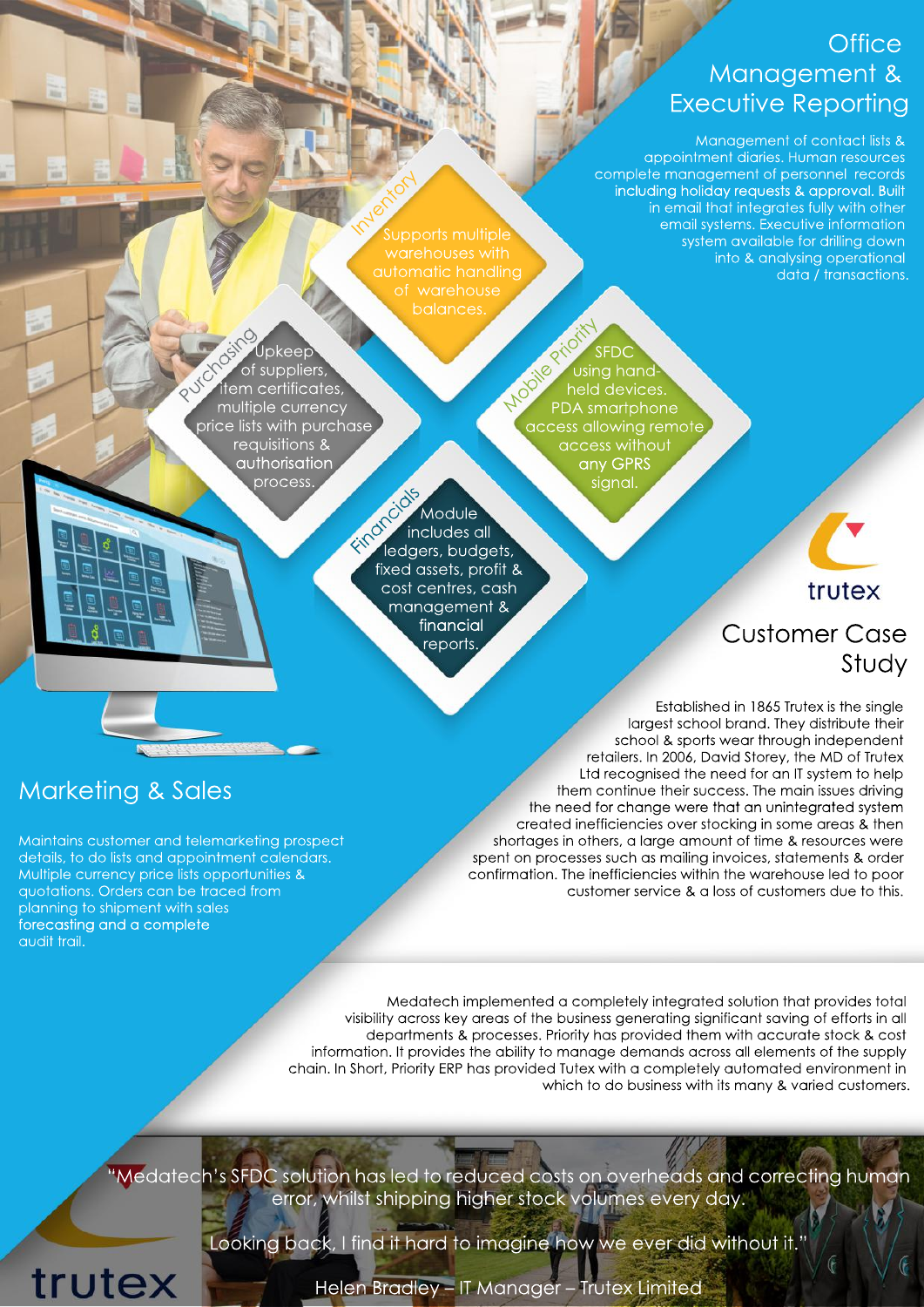## Office Management & Executive Reporting

Management of contact lists & appointment diaries. Human resources complete management of personnel records including holiday requests & approval. Built in email that integrates fully with other email systems. Executive information system available for drilling down into & analysing operational data / transactions.

### Inventory

Supports multiple warehouses with automatic handling of warehouse balances.

### Purchasing

Upkeep of suppliers, item certificates, multiple currency price lists with purchase requisitions & authorisation process.

### Mobile Priority

SFDC using hand-held devices. PDA smartphone access allowing remote access without any GPRS signal.

### Financials

Module includes all ledgers, budgets, fixed assets, profit & cost centres, cash management & financial reports.

trutex

## Customer Case Study

Established in 1865 Trutex is the single largest school brand. They distribute their school & sports wear through independent retailers. In 2006, David Storey, the MD of Trutex Ltd recognised the need for an IT system to help them continue their success. The main issues driving the need for change were that an unintegrated system created inefficiencies over stocking in some areas & then shortages in others, a large amount of time & resources were spent on processes such as mailing invoices, statements & order confirmation. The inefficiencies within the warehouse led to poor customer service & a loss of customers due to this.

## Marketing & Sales

Maintains customer and telemarketing prospect details, to do lists and appointment calendars. Multiple currency price lists opportunities & quotations. Orders can be traced from planning to shipment with sales forecasting and a complete audit trail.

Medatech implemented a completely integrated solution that provides total visibility across key areas of the business generating significant saving of efforts in all departments & processes. Priority has provided them with accurate stock & cost information. It provides the ability to manage demands across all elements of the supply chain. In Short, Priority ERP has provided Tutex with a completely automated environment in which to do business with its many & varied customers.

"Medatech's SFDC solution has led to reduced costs on overheads and correcting human error, whilst shipping higher stock volumes every day.

Looking back, I find it hard to imagine how we ever did without it."

Helen Bradley – IT Manager – Trutex Limited

trutex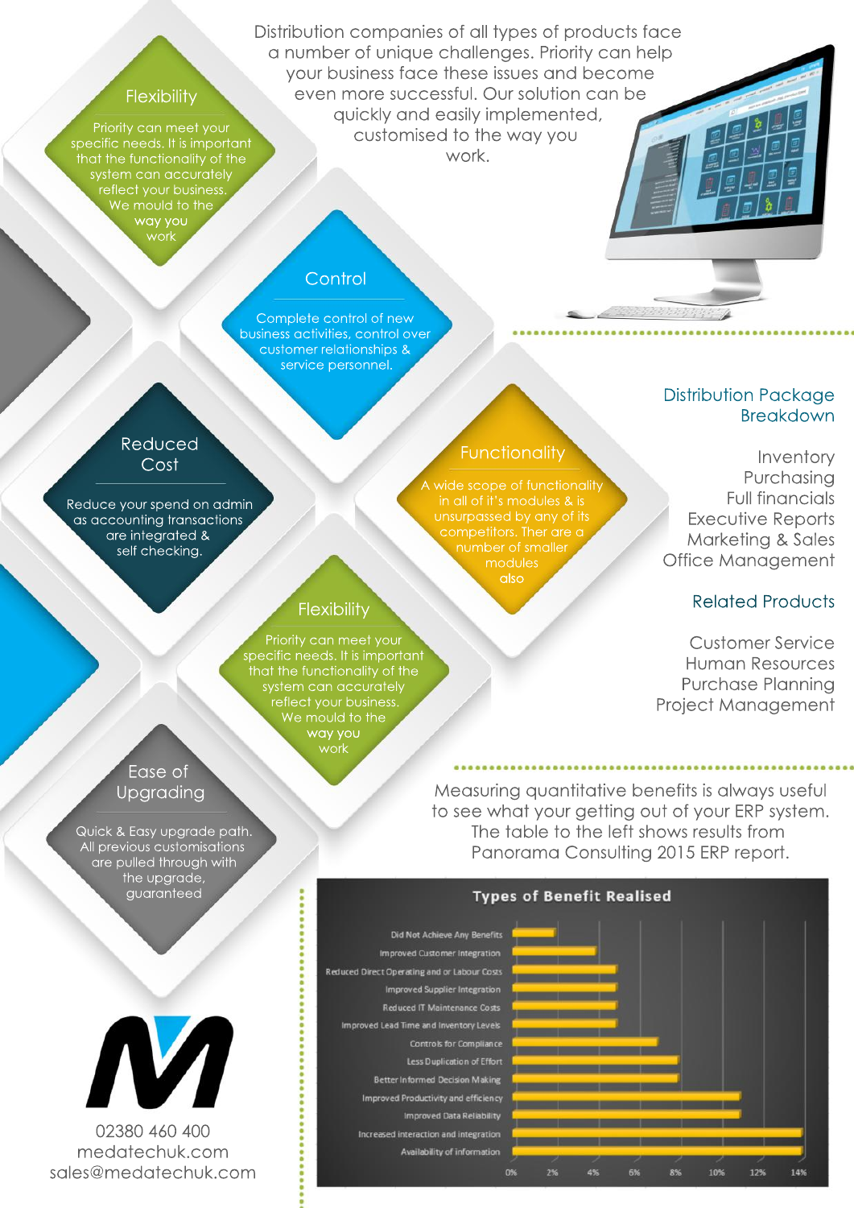Distribution companies of all types of products face a number of unique challenges. Priority can help your business face these issues and become even more successful. Our solution can be quickly and easily implemented, customised to the way you work.

### Flexibility

Priority can meet your specific needs. It is important that the functionality of the system can accurately reflect your business. We mould to the way you work

### Control

Complete control of new business activities, control over customer relationships & service personnel.

### Reduced Cost

Reduce your spend on admin as accounting transactions are integrated & self checking.

### Functionality

A wide scope of functionality in all of it's modules & is unsurpassed by any of its competitors. Ther are a number of smaller modules also

### Flexibility

Priority can meet your specific needs. It is important that the functionality of the system can accurately reflect your business. We mould to the way you work

### Ease of Upgrading

Quick & Easy upgrade path. All previous customisations are pulled through with the upgrade, guaranteed

## Distribution Package Breakdown

Inventory
Purchasing
Full financials
Executive Reports
Marketing & Sales
Office Management

## Related Products

Customer Service
Human Resources
Purchase Planning
Project Management

Measuring quantitative benefits is always useful to see what your getting out of your ERP system. The table to the left shows results from Panorama Consulting 2015 ERP report.

**Types of Benefit Realised**

Did Not Achieve Any Benefits
Improved Customer Integration
Reduced Direct Operating and or Labour Costs
Improved Supplier Integration
Reduced IT Maintenance Costs
Improved Lead Time and Inventory Levels
Controls for Compliance
Less Duplication of Effort
Better Informed Decision Making
Improved Productivity and efficiency
Improved Data Reliability
Increased interaction and integration
Availability of information

0% 2% 4% 6% 8% 10% 12% 14%

02380 460 400
medatechuk.com
sales@medatechuk.com